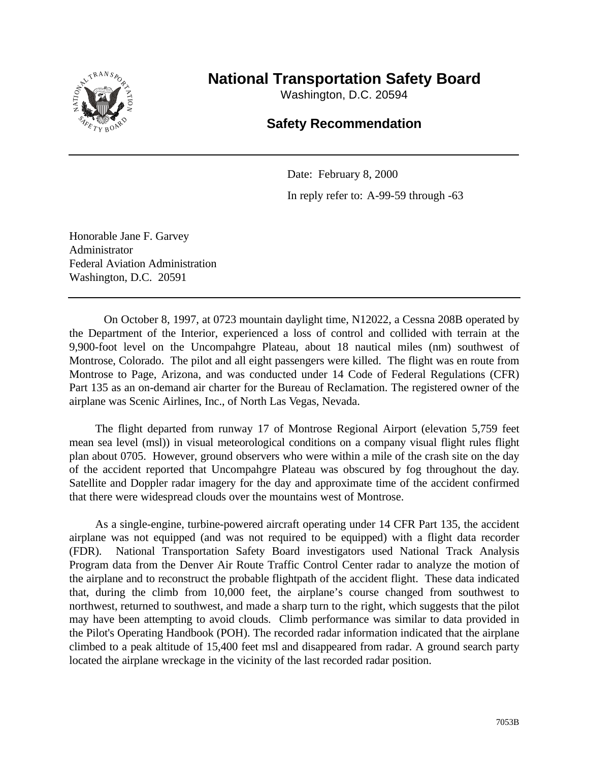# National Transportation Safety Board

Washington, D.C. 20594

## Safety Recommendation

Date: February 8, 2000

In reply to refer to: A-99-59 through -63

Honorable Jane F. Garvey
Administrator
Federal Aviation Administration
Washington, D.C. 20591

On October 8, 1997, at 0723 mountain daylight time, N12022, a Cessna 208B operated by the Department of the Interior, experienced a loss of control and collided with terrain at the 9,900-foot level on the Uncompahgre Plateau, about 18 nautical miles (nm) southwest of Montrose, Colorado. The pilot and all eight passengers were killed. The flight was en route from Montrose to Page, Arizona, and was conducted under 14 Code of Federal Regulations (CFR) Part 135 as an on-demand air charter for the Bureau of Reclamation. The registered owner of the airplane was Scenic Airlines, Inc., of North Las Vegas, Nevada.

The flight departed from runway 17 of Montrose Regional Airport (elevation 5,759 feet mean sea level (msl)) in visual meteorological conditions on a company visual flight rules flight plan about 0705. However, ground observers who were within a mile of the crash site on the day of the accident reported that Uncompahgre Plateau was obscured by fog throughout the day. Satellite and Doppler radar imagery for the day and approximate time of the accident confirmed that there were widespread clouds over the mountains west of Montrose.

As a single-engine, turbine-powered aircraft operating under 14 CFR Part 135, the accident airplane was not equipped (and was not required to be equipped) with a flight data recorder (FDR). National Transportation Safety Board investigators used National Track Analysis Program data from the Denver Air Route Traffic Control Center radar to analyze the motion of the airplane and to reconstruct the probable flightpath of the accident flight. These data indicated that, during the climb from 10,000 feet, the airplane's course changed from southwest to northwest, returned to southwest, and made a sharp turn to the right, which suggests that the pilot may have been attempting to avoid clouds. Climb performance was similar to data provided in the Pilot's Operating Handbook (POH). The recorded radar information indicated that the airplane climbed to a peak altitude of 15,400 feet msl and disappeared from radar. A ground search party located the airplane wreckage in the vicinity of the last recorded radar position.

7053B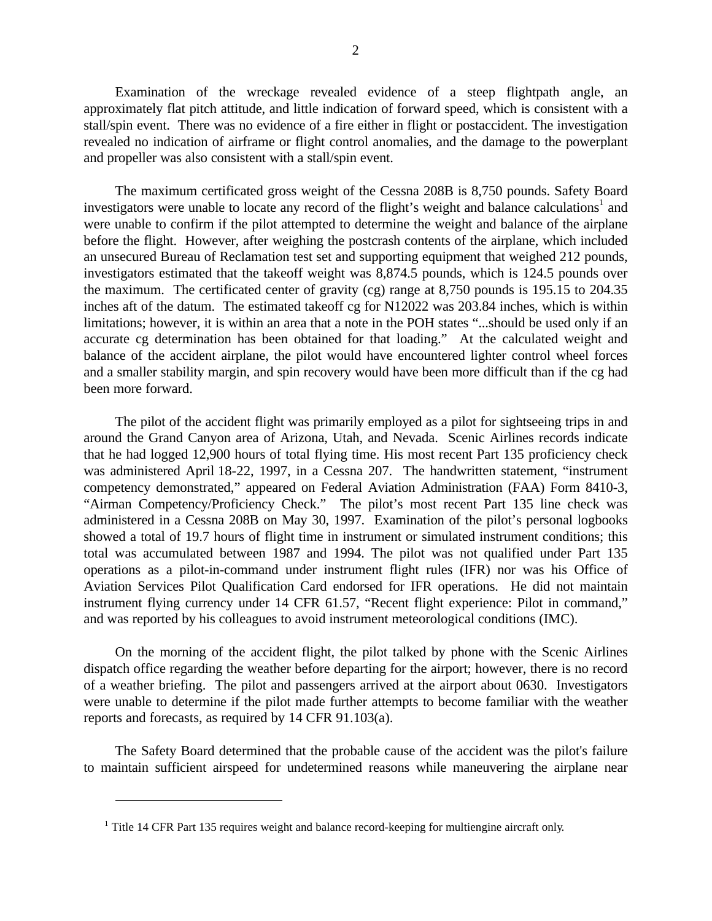Examination of the wreckage revealed evidence of a steep flightpath angle, an approximately flat pitch attitude, and little indication of forward speed, which is consistent with a stall/spin event. There was no evidence of a fire either in flight or postaccident. The investigation revealed no indication of airframe or flight control anomalies, and the damage to the powerplant and propeller was also consistent with a stall/spin event.

The maximum certificated gross weight of the Cessna 208B is 8,750 pounds. Safety Board investigators were unable to locate any record of the flight's weight and balance calculations[1] and were unable to confirm if the pilot attempted to determine the weight and balance of the airplane before the flight. However, after weighing the postcrash contents of the airplane, which included an unsecured Bureau of Reclamation test set and supporting equipment that weighed 212 pounds, investigators estimated that the takeoff weight was 8,874.5 pounds, which is 124.5 pounds over the maximum. The certificated center of gravity (cg) range at 8,750 pounds is 195.15 to 204.35 inches aft of the datum. The estimated takeoff cg for N12022 was 203.84 inches, which is within limitations; however, it is within an area that a note in the POH states "...should be used only if an accurate cg determination has been obtained for that loading." At the calculated weight and balance of the accident airplane, the pilot would have encountered lighter control wheel forces and a smaller stability margin, and spin recovery would have been more difficult than if the cg had been more forward.

The pilot of the accident flight was primarily employed as a pilot for sightseeing trips in and around the Grand Canyon area of Arizona, Utah, and Nevada. Scenic Airlines records indicate that he had logged 12,900 hours of total flying time. His most recent Part 135 proficiency check was administered April 18-22, 1997, in a Cessna 207. The handwritten statement, "instrument competency demonstrated," appeared on Federal Aviation Administration (FAA) Form 8410-3, "Airman Competency/Proficiency Check." The pilot's most recent Part 135 line check was administered in a Cessna 208B on May 30, 1997. Examination of the pilot's personal logbooks showed a total of 19.7 hours of flight time in instrument or simulated instrument conditions; this total was accumulated between 1987 and 1994. The pilot was not qualified under Part 135 operations as a pilot-in-command under instrument flight rules (IFR) nor was his Office of Aviation Services Pilot Qualification Card endorsed for IFR operations. He did not maintain instrument flying currency under 14 CFR 61.57, "Recent flight experience: Pilot in command," and was reported by his colleagues to avoid instrument meteorological conditions (IMC).

On the morning of the accident flight, the pilot talked by phone with the Scenic Airlines dispatch office regarding the weather before departing for the airport; however, there is no record of a weather briefing. The pilot and passengers arrived at the airport about 0630. Investigators were unable to determine if the pilot made further attempts to become familiar with the weather reports and forecasts, as required by 14 CFR 91.103(a).

The Safety Board determined that the probable cause of the accident was the pilot's failure to maintain sufficient airspeed for undetermined reasons while maneuvering the airplane near

[1] Title 14 CFR Part 135 requires weight and balance record-keeping for multiengine aircraft only.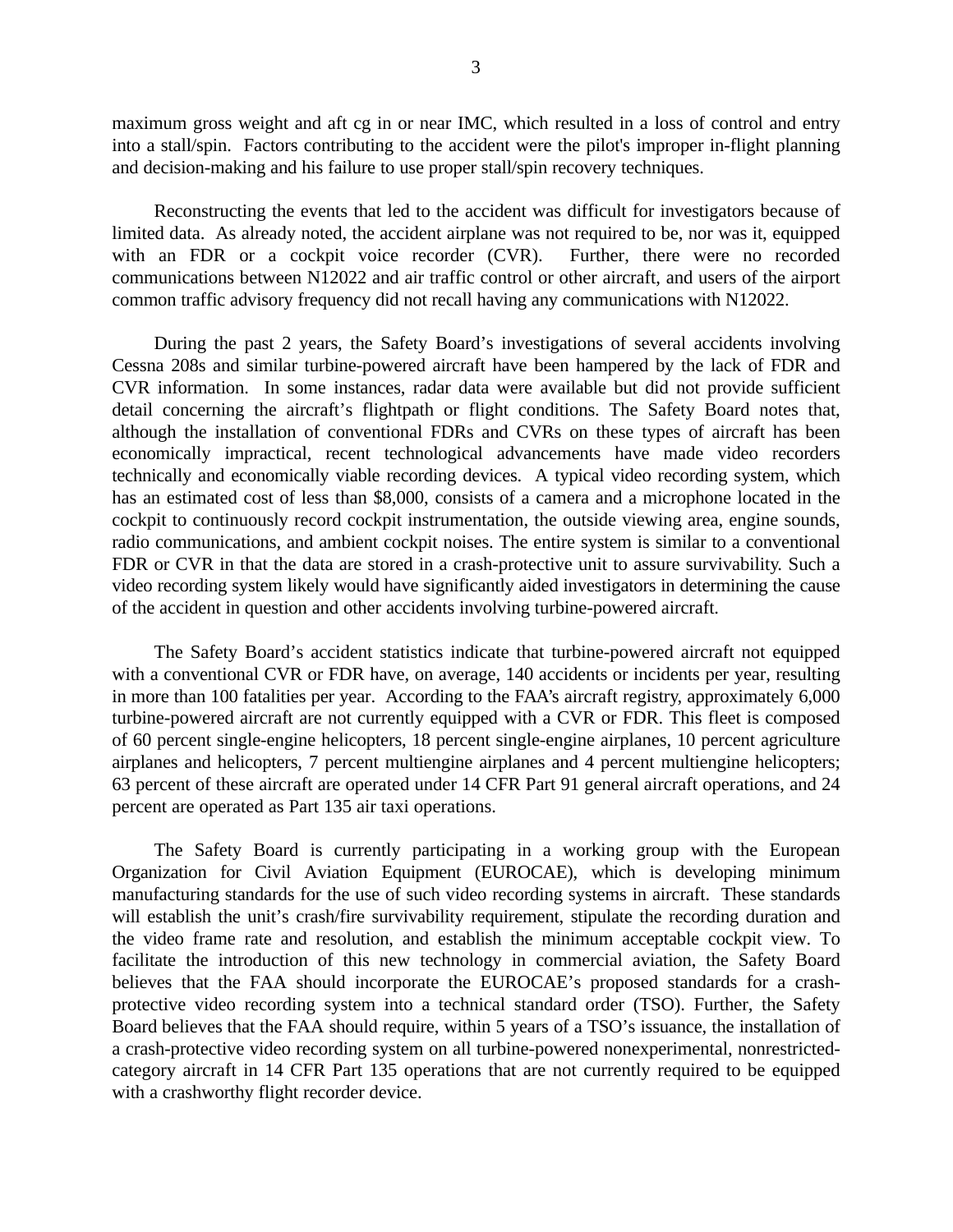maximum gross weight and aft cg in or near IMC, which resulted in a loss of control and entry into a stall/spin. Factors contributing to the accident were the pilot's improper in-flight planning and decision-making and his failure to use proper stall/spin recovery techniques.

Reconstructing the events that led to the accident was difficult for investigators because of limited data. As already noted, the accident airplane was not required to be, nor was it, equipped with an FDR or a cockpit voice recorder (CVR). Further, there were no recorded communications between N12022 and air traffic control or other aircraft, and users of the airport common traffic advisory frequency did not recall having any communications with N12022.

During the past 2 years, the Safety Board's investigations of several accidents involving Cessna 208s and similar turbine-powered aircraft have been hampered by the lack of FDR and CVR information. In some instances, radar data were available but did not provide sufficient detail concerning the aircraft's flightpath or flight conditions. The Safety Board notes that, although the installation of conventional FDRs and CVRs on these types of aircraft has been economically impractical, recent technological advancements have made video recorders technically and economically viable recording devices. A typical video recording system, which has an estimated cost of less than $8,000, consists of a camera and a microphone located in the cockpit to continuously record cockpit instrumentation, the outside viewing area, engine sounds, radio communications, and ambient cockpit noises. The entire system is similar to a conventional FDR or CVR in that the data are stored in a crash-protective unit to assure survivability. Such a video recording system likely would have significantly aided investigators in determining the cause of the accident in question and other accidents involving turbine-powered aircraft.

The Safety Board's accident statistics indicate that turbine-powered aircraft not equipped with a conventional CVR or FDR have, on average, 140 accidents or incidents per year, resulting in more than 100 fatalities per year. According to the FAA's aircraft registry, approximately 6,000 turbine-powered aircraft are not currently equipped with a CVR or FDR. This fleet is composed of 60 percent single-engine helicopters, 18 percent single-engine airplanes, 10 percent agriculture airplanes and helicopters, 7 percent multiengine airplanes and 4 percent multiengine helicopters; 63 percent of these aircraft are operated under 14 CFR Part 91 general aircraft operations, and 24 percent are operated as Part 135 air taxi operations.

The Safety Board is currently participating in a working group with the European Organization for Civil Aviation Equipment (EUROCAE), which is developing minimum manufacturing standards for the use of such video recording systems in aircraft. These standards will establish the unit's crash/fire survivability requirement, stipulate the recording duration and the video frame rate and resolution, and establish the minimum acceptable cockpit view. To facilitate the introduction of this new technology in commercial aviation, the Safety Board believes that the FAA should incorporate the EUROCAE's proposed standards for a crash-protective video recording system into a technical standard order (TSO). Further, the Safety Board believes that the FAA should require, within 5 years of a TSO's issuance, the installation of a crash-protective video recording system on all turbine-powered nonexperimental, nonrestricted-category aircraft in 14 CFR Part 135 operations that are not currently required to be equipped with a crashworthy flight recorder device.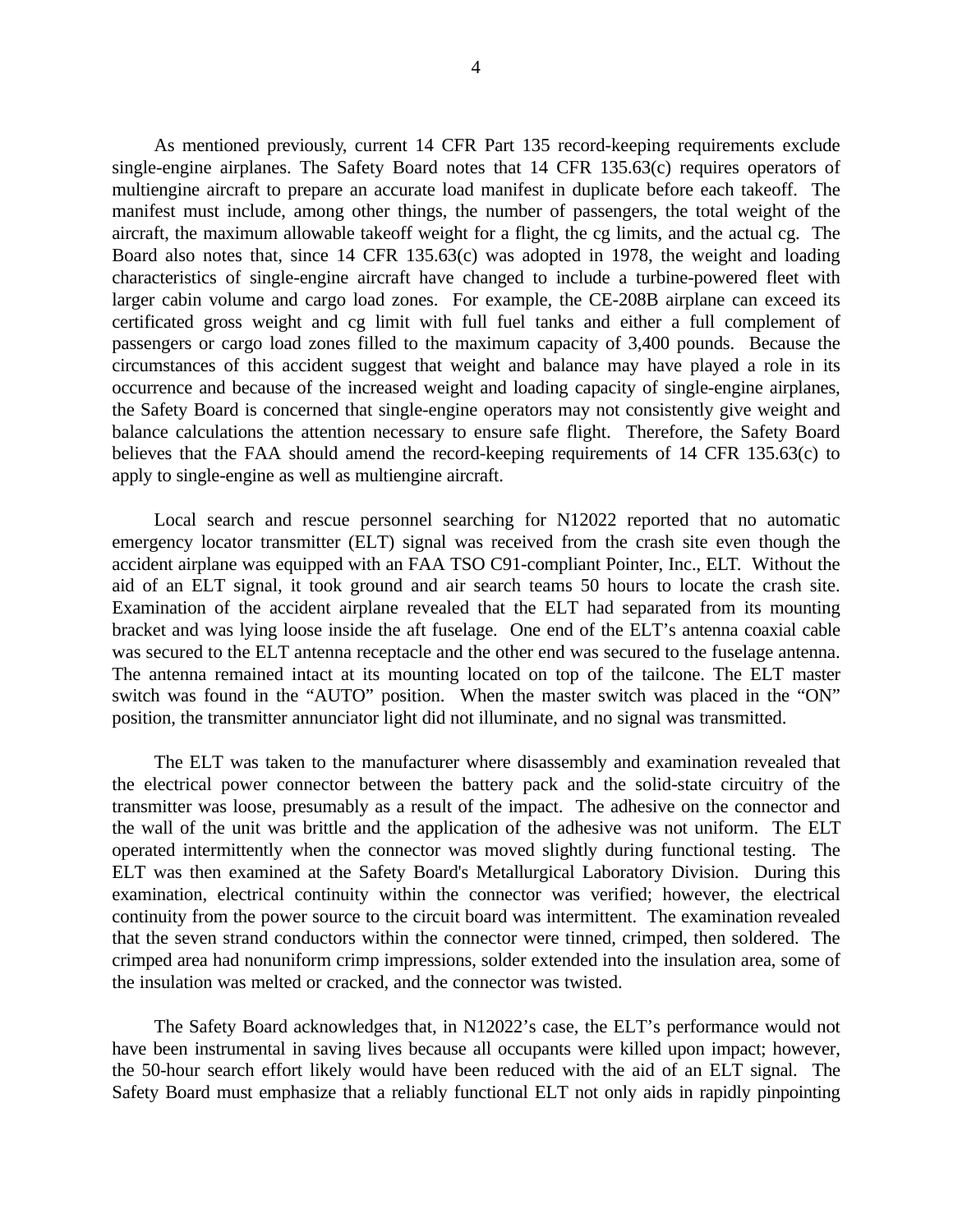As mentioned previously, current 14 CFR Part 135 record-keeping requirements exclude single-engine airplanes. The Safety Board notes that 14 CFR 135.63(c) requires operators of multiengine aircraft to prepare an accurate load manifest in duplicate before each takeoff. The manifest must include, among other things, the number of passengers, the total weight of the aircraft, the maximum allowable takeoff weight for a flight, the cg limits, and the actual cg. The Board also notes that, since 14 CFR 135.63(c) was adopted in 1978, the weight and loading characteristics of single-engine aircraft have changed to include a turbine-powered fleet with larger cabin volume and cargo load zones. For example, the CE-208B airplane can exceed its certificated gross weight and cg limit with full fuel tanks and either a full complement of passengers or cargo load zones filled to the maximum capacity of 3,400 pounds. Because the circumstances of this accident suggest that weight and balance may have played a role in its occurrence and because of the increased weight and loading capacity of single-engine airplanes, the Safety Board is concerned that single-engine operators may not consistently give weight and balance calculations the attention necessary to ensure safe flight. Therefore, the Safety Board believes that the FAA should amend the record-keeping requirements of 14 CFR 135.63(c) to apply to single-engine as well as multiengine aircraft.

Local search and rescue personnel searching for N12022 reported that no automatic emergency locator transmitter (ELT) signal was received from the crash site even though the accident airplane was equipped with an FAA TSO C91-compliant Pointer, Inc., ELT. Without the aid of an ELT signal, it took ground and air search teams 50 hours to locate the crash site. Examination of the accident airplane revealed that the ELT had separated from its mounting bracket and was lying loose inside the aft fuselage. One end of the ELT's antenna coaxial cable was secured to the ELT antenna receptacle and the other end was secured to the fuselage antenna. The antenna remained intact at its mounting located on top of the tailcone. The ELT master switch was found in the "AUTO" position. When the master switch was placed in the "ON" position, the transmitter annunciator light did not illuminate, and no signal was transmitted.

The ELT was taken to the manufacturer where disassembly and examination revealed that the electrical power connector between the battery pack and the solid-state circuitry of the transmitter was loose, presumably as a result of the impact. The adhesive on the connector and the wall of the unit was brittle and the application of the adhesive was not uniform. The ELT operated intermittently when the connector was moved slightly during functional testing. The ELT was then examined at the Safety Board's Metallurgical Laboratory Division. During this examination, electrical continuity within the connector was verified; however, the electrical continuity from the power source to the circuit board was intermittent. The examination revealed that the seven strand conductors within the connector were tinned, crimped, then soldered. The crimped area had nonuniform crimp impressions, solder extended into the insulation area, some of the insulation was melted or cracked, and the connector was twisted.

The Safety Board acknowledges that, in N12022's case, the ELT's performance would not have been instrumental in saving lives because all occupants were killed upon impact; however, the 50-hour search effort likely would have been reduced with the aid of an ELT signal. The Safety Board must emphasize that a reliably functional ELT not only aids in rapidly pinpointing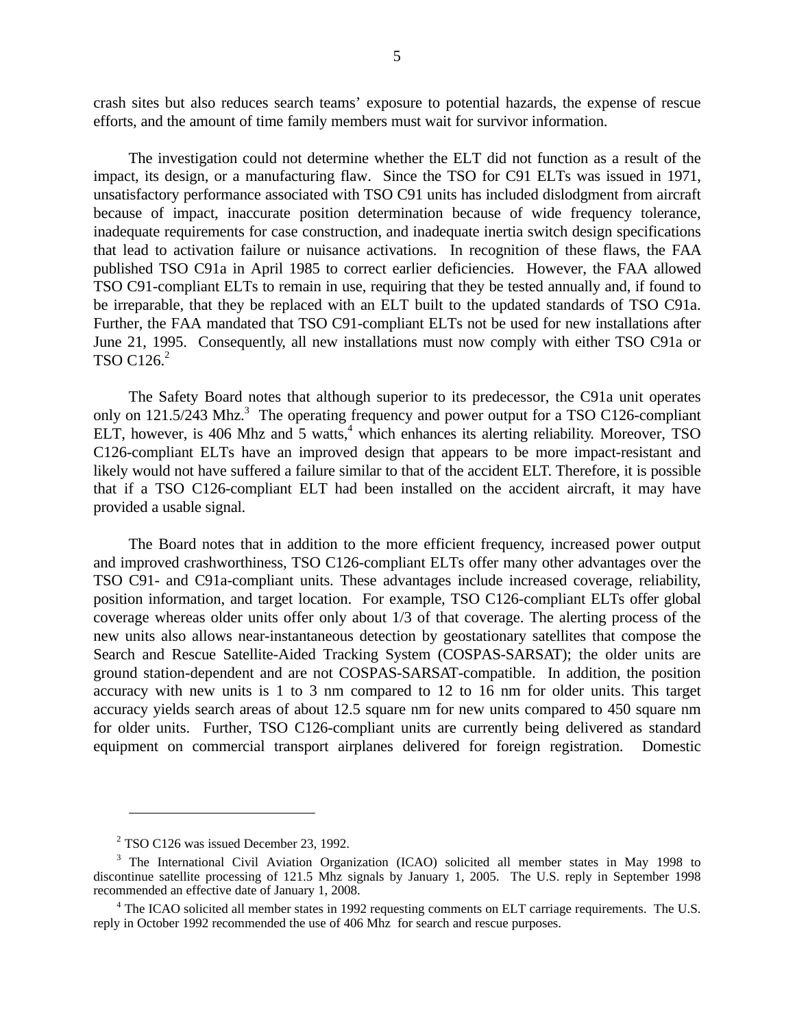crash sites but also reduces search teams' exposure to potential hazards, the expense of rescue efforts, and the amount of time family members must wait for survivor information.

The investigation could not determine whether the ELT did not function as a result of the impact, its design, or a manufacturing flaw. Since the TSO for C91 ELTs was issued in 1971, unsatisfactory performance associated with TSO C91 units has included dislodgment from aircraft because of impact, inaccurate position determination because of wide frequency tolerance, inadequate requirements for case construction, and inadequate inertia switch design specifications that lead to activation failure or nuisance activations. In recognition of these flaws, the FAA published TSO C91a in April 1985 to correct earlier deficiencies. However, the FAA allowed TSO C91-compliant ELTs to remain in use, requiring that they be tested annually and, if found to be irreparable, that they be replaced with an ELT built to the updated standards of TSO C91a. Further, the FAA mandated that TSO C91-compliant ELTs not be used for new installations after June 21, 1995. Consequently, all new installations must now comply with either TSO C91a or TSO C126.[2]

The Safety Board notes that although superior to its predecessor, the C91a unit operates only on 121.5/243 Mhz.[3] The operating frequency and power output for a TSO C126-compliant ELT, however, is 406 Mhz and 5 watts,[4] which enhances its alerting reliability. Moreover, TSO C126-compliant ELTs have an improved design that appears to be more impact-resistant and likely would not have suffered a failure similar to that of the accident ELT. Therefore, it is possible that if a TSO C126-compliant ELT had been installed on the accident aircraft, it may have provided a usable signal.

The Board notes that in addition to the more efficient frequency, increased power output and improved crashworthiness, TSO C126-compliant ELTs offer many other advantages over the TSO C91- and C91a-compliant units. These advantages include increased coverage, reliability, position information, and target location. For example, TSO C126-compliant ELTs offer global coverage whereas older units offer only about 1/3 of that coverage. The alerting process of the new units also allows near-instantaneous detection by geostationary satellites that compose the Search and Rescue Satellite-Aided Tracking System (COSPAS-SARSAT); the older units are ground station-dependent and are not COSPAS-SARSAT-compatible. In addition, the position accuracy with new units is 1 to 3 nm compared to 12 to 16 nm for older units. This target accuracy yields search areas of about 12.5 square nm for new units compared to 450 square nm for older units. Further, TSO C126-compliant units are currently being delivered as standard equipment on commercial transport airplanes delivered for foreign registration. Domestic

---

[2] TSO C126 was issued December 23, 1992.

[3] The International Civil Aviation Organization (ICAO) solicited all member states in May 1998 to discontinue satellite processing of 121.5 Mhz signals by January 1, 2005. The U.S. reply in September 1998 recommended an effective date of January 1, 2008.

[4] The ICAO solicited all member states in 1992 requesting comments on ELT carriage requirements. The U.S. reply in October 1992 recommended the use of 406 Mhz for search and rescue purposes.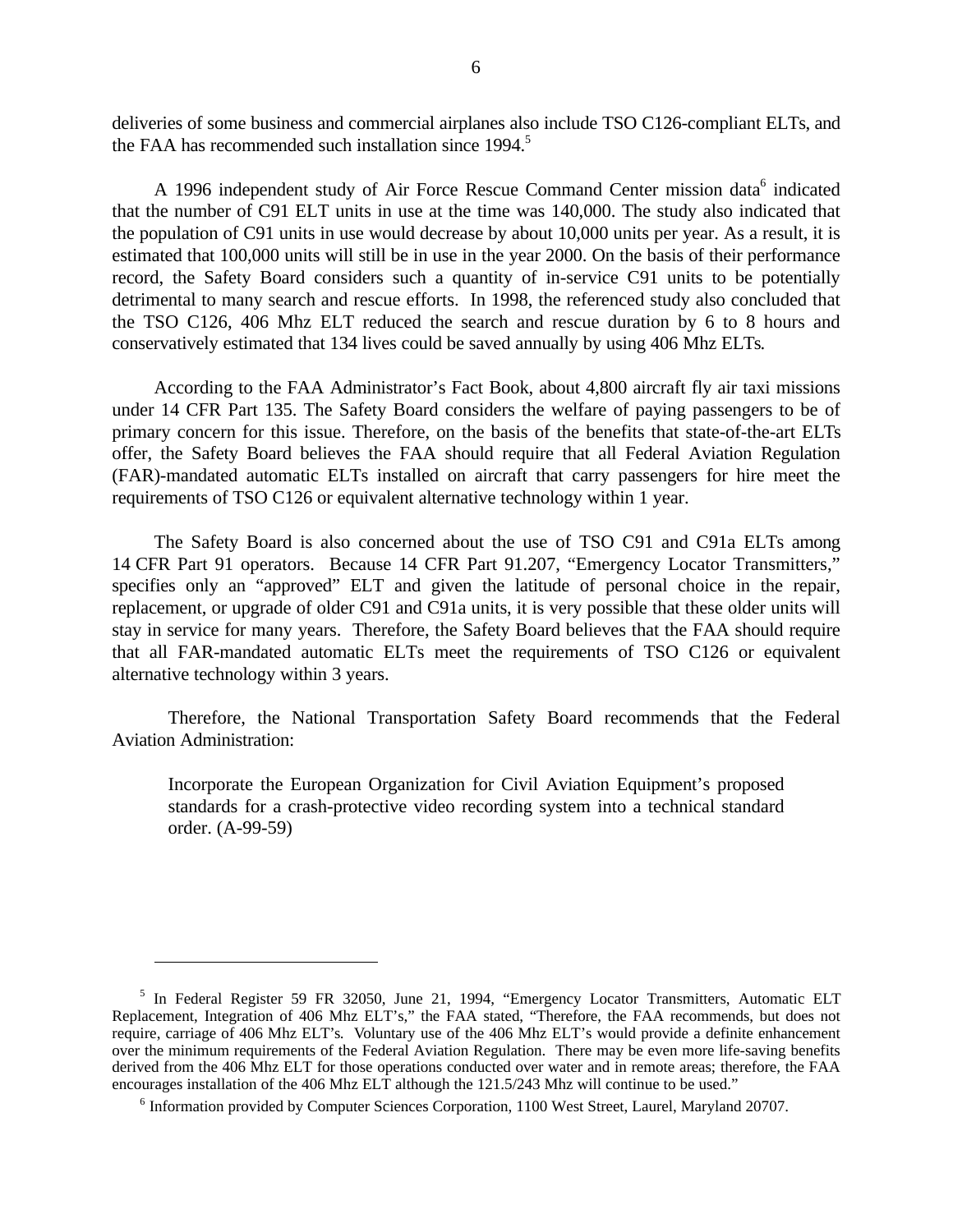deliveries of some business and commercial airplanes also include TSO C126-compliant ELTs, and the FAA has recommended such installation since 1994.[5]

A 1996 independent study of Air Force Rescue Command Center mission data[6] indicated that the number of C91 ELT units in use at the time was 140,000. The study also indicated that the population of C91 units in use would decrease by about 10,000 units per year. As a result, it is estimated that 100,000 units will still be in use in the year 2000. On the basis of their performance record, the Safety Board considers such a quantity of in-service C91 units to be potentially detrimental to many search and rescue efforts. In 1998, the referenced study also concluded that the TSO C126, 406 Mhz ELT reduced the search and rescue duration by 6 to 8 hours and conservatively estimated that 134 lives could be saved annually by using 406 Mhz ELTs.

According to the FAA Administrator's Fact Book, about 4,800 aircraft fly air taxi missions under 14 CFR Part 135. The Safety Board considers the welfare of paying passengers to be of primary concern for this issue. Therefore, on the basis of the benefits that state-of-the-art ELTs offer, the Safety Board believes the FAA should require that all Federal Aviation Regulation (FAR)-mandated automatic ELTs installed on aircraft that carry passengers for hire meet the requirements of TSO C126 or equivalent alternative technology within 1 year.

The Safety Board is also concerned about the use of TSO C91 and C91a ELTs among 14 CFR Part 91 operators. Because 14 CFR Part 91.207, "Emergency Locator Transmitters," specifies only an "approved" ELT and given the latitude of personal choice in the repair, replacement, or upgrade of older C91 and C91a units, it is very possible that these older units will stay in service for many years. Therefore, the Safety Board believes that the FAA should require that all FAR-mandated automatic ELTs meet the requirements of TSO C126 or equivalent alternative technology within 3 years.

Therefore, the National Transportation Safety Board recommends that the Federal Aviation Administration:

> Incorporate the European Organization for Civil Aviation Equipment's proposed standards for a crash-protective video recording system into a technical standard order. (A-99-59)

---

[5] In Federal Register 59 FR 32050, June 21, 1994, "Emergency Locator Transmitters, Automatic ELT Replacement, Integration of 406 Mhz ELT's," the FAA stated, "Therefore, the FAA recommends, but does not require, carriage of 406 Mhz ELT's. Voluntary use of the 406 Mhz ELT's would provide a definite enhancement over the minimum requirements of the Federal Aviation Regulation. There may be even more life-saving benefits derived from the 406 Mhz ELT for those operations conducted over water and in remote areas; therefore, the FAA encourages installation of the 406 Mhz ELT although the 121.5/243 Mhz will continue to be used."

[6] Information provided by Computer Sciences Corporation, 1100 West Street, Laurel, Maryland 20707.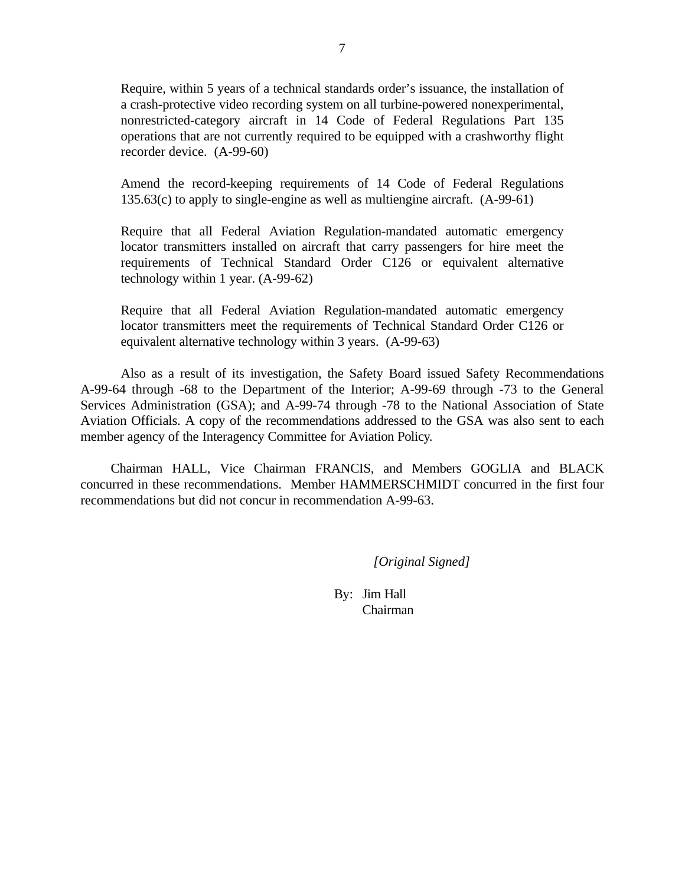Require, within 5 years of a technical standards order's issuance, the installation of a crash-protective video recording system on all turbine-powered nonexperimental, nonrestricted-category aircraft in 14 Code of Federal Regulations Part 135 operations that are not currently required to be equipped with a crashworthy flight recorder device. (A-99-60)

Amend the record-keeping requirements of 14 Code of Federal Regulations 135.63(c) to apply to single-engine as well as multiengine aircraft. (A-99-61)

Require that all Federal Aviation Regulation-mandated automatic emergency locator transmitters installed on aircraft that carry passengers for hire meet the requirements of Technical Standard Order C126 or equivalent alternative technology within 1 year. (A-99-62)

Require that all Federal Aviation Regulation-mandated automatic emergency locator transmitters meet the requirements of Technical Standard Order C126 or equivalent alternative technology within 3 years. (A-99-63)

Also as a result of its investigation, the Safety Board issued Safety Recommendations A-99-64 through -68 to the Department of the Interior; A-99-69 through -73 to the General Services Administration (GSA); and A-99-74 through -78 to the National Association of State Aviation Officials. A copy of the recommendations addressed to the GSA was also sent to each member agency of the Interagency Committee for Aviation Policy.

Chairman HALL, Vice Chairman FRANCIS, and Members GOGLIA and BLACK concurred in these recommendations. Member HAMMERSCHMIDT concurred in the first four recommendations but did not concur in recommendation A-99-63.

*[Original Signed]*

By: Jim Hall
Chairman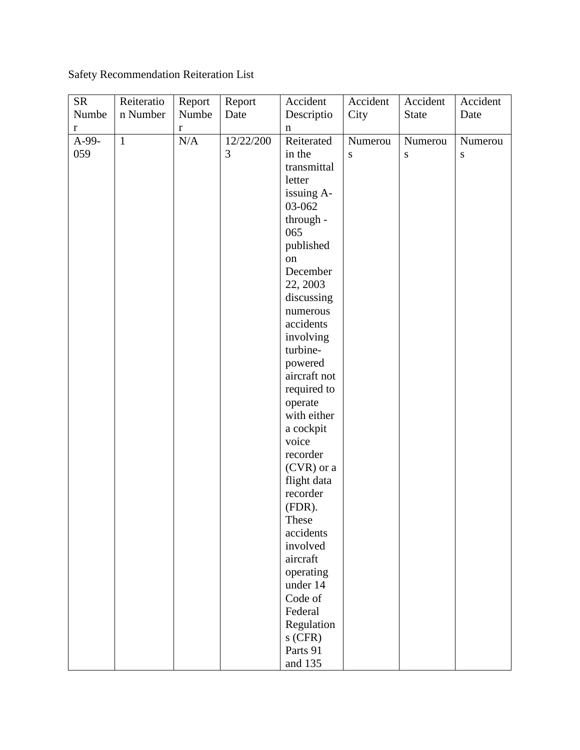Safety Recommendation Reiteration List

| SR Number | Reiteration Number | Report Number | Report Date | Accident Description | Accident City | Accident State | Accident Date |
|---|---|---|---|---|---|---|---|
| A-99-059 | 1 | N/A | 12/22/2003 | Reiterated in the transmittal letter issuing A-03-062 through -065 published on December 22, 2003 discussing numerous accidents involving turbine-powered aircraft not required to operate with either a cockpit voice recorder (CVR) or a flight data recorder (FDR). These accidents involved aircraft operating under 14 Code of Federal Regulations (CFR) Parts 91 and 135 | Numerous | Numerous | Numerous |